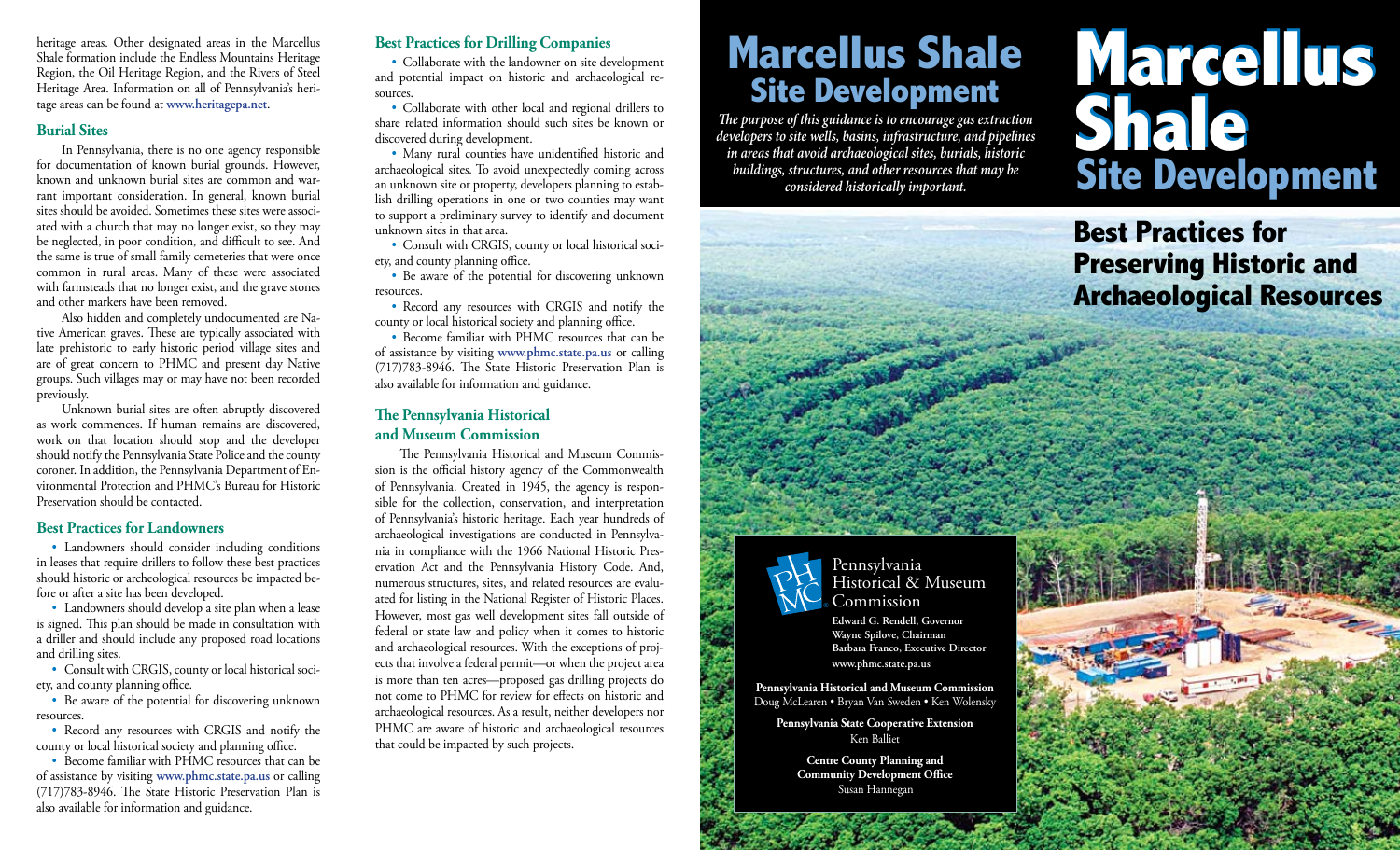heritage areas. Other designated areas in the Marcellus Shale formation include the Endless Mountains Heritage Region, the Oil Heritage Region, and the Rivers of Steel Heritage Area. Information on all of Pennsylvania's heritage areas can be found at www.heritagepa.net.

### Burial Sites

In Pennsylvania, there is no one agency responsible for documentation of known burial grounds. However, known and unknown burial sites are common and warrant important consideration. In general, known burial sites should be avoided. Sometimes these sites were associated with a church that may no longer exist, so they may be neglected, in poor condition, and difficult to see. And the same is true of small family cemeteries that were once common in rural areas. Many of these were associated with farmsteads that no longer exist, and the grave stones and other markers have been removed.

Also hidden and completely undocumented are Native American graves. These are typically associated with late prehistoric to early historic period village sites and are of great concern to PHMC and present day Native groups. Such villages may or may have not been recorded previously.

Unknown burial sites are often abruptly discovered as work commences. If human remains are discovered, work on that location should stop and the developer should notify the Pennsylvania State Police and the county coroner. In addition, the Pennsylvania Department of Environmental Protection and PHMC's Bureau for Historic Preservation should be contacted.

### Best Practices for Landowners

- Landowners should consider including conditions in leases that require drillers to follow these best practices should historic or archeological resources be impacted before or after a site has been developed.
- Landowners should develop a site plan when a lease is signed. This plan should be made in consultation with a driller and should include any proposed road locations and drilling sites.
- Consult with CRGIS, county or local historical society, and county planning office.
- Be aware of the potential for discovering unknown resources.
- Record any resources with CRGIS and notify the county or local historical society and planning office.
- Become familiar with PHMC resources that can be of assistance by visiting www.phmc.state.pa.us or calling (717)783-8946. The State Historic Preservation Plan is also available for information and guidance.

### Best Practices for Drilling Companies

- Collaborate with the landowner on site development and potential impact on historic and archaeological resources.
- Collaborate with other local and regional drillers to share related information should such sites be known or discovered during development.
- Many rural counties have unidentified historic and archaeological sites. To avoid unexpectedly coming across an unknown site or property, developers planning to establish drilling operations in one or two counties may want to support a preliminary survey to identify and document unknown sites in that area.
- Consult with CRGIS, county or local historical society, and county planning office.
- Be aware of the potential for discovering unknown resources.
- Record any resources with CRGIS and notify the county or local historical society and planning office.
- Become familiar with PHMC resources that can be of assistance by visiting www.phmc.state.pa.us or calling (717)783-8946. The State Historic Preservation Plan is also available for information and guidance.

### The Pennsylvania Historical and Museum Commission

The Pennsylvania Historical and Museum Commission is the official history agency of the Commonwealth of Pennsylvania. Created in 1945, the agency is responsible for the collection, conservation, and interpretation of Pennsylvania's historic heritage. Each year hundreds of archaeological investigations are conducted in Pennsylvania in compliance with the 1966 National Historic Preservation Act and the Pennsylvania History Code. And, numerous structures, sites, and related resources are evaluated for listing in the National Register of Historic Places. However, most gas well development sites fall outside of federal or state law and policy when it comes to historic and archaeological resources. With the exceptions of projects that involve a federal permit—or when the project area is more than ten acres—proposed gas drilling projects do not come to PHMC for review for effects on historic and archaeological resources. As a result, neither developers nor PHMC are aware of historic and archaeological resources that could be impacted by such projects.

## Marcellus Shale Site Development

*The purpose of this guidance is to encourage gas extraction developers to site wells, basins, infrastructure, and pipelines in areas that avoid archaeological sites, burials, historic buildings, structures, and other resources that may be considered historically important.*

# Marcellus Shale Site Development

## Best Practices for Preserving Historic and Archaeological Resources

Pennsylvania Historical & Museum Commission

**Edward G. Rendell, Governor**
**Wayne Spilove, Chairman**
**Barbara Franco, Executive Director**
**www.phmc.state.pa.us**

**Pennsylvania Historical and Museum Commission**
Doug McLearen • Bryan Van Sweden • Ken Wolensky

**Pennsylvania State Cooperative Extension**
Ken Balliet

**Centre County Planning and Community Development Office**
Susan Hannegan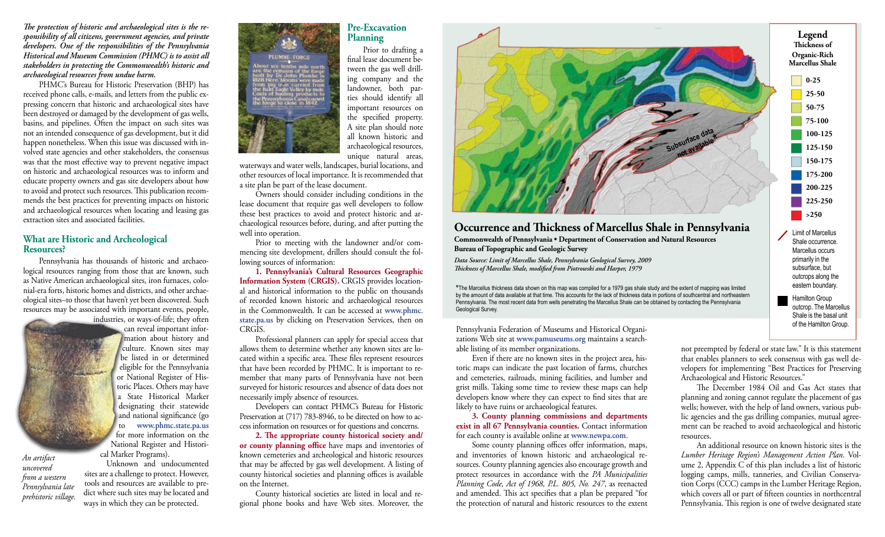*The protection of historic and archaeological sites is the responsibility of all citizens, government agencies, and private developers. One of the responsibilities of the Pennsylvania Historical and Museum Commission (PHMC) is to assist all stakeholders in protecting the Commonwealth's historic and archaeological resources from undue harm.*

PHMC's Bureau for Historic Preservation (BHP) has received phone calls, e-mails, and letters from the public expressing concern that historic and archaeological sites have been destroyed or damaged by the development of gas wells, basins, and pipelines. Often the impact on such sites was not an intended consequence of gas development, but it did happen nonetheless. When this issue was discussed with involved state agencies and other stakeholders, the consensus was that the most effective way to prevent negative impact on historic and archaeological resources was to inform and educate property owners and gas site developers about how to avoid and protect such resources. This publication recommends the best practices for preventing impacts on historic and archaeological resources when locating and leasing gas extraction sites and associated facilities.

## What are Historic and Archeological Resources?

Pennsylvania has thousands of historic and archaeological resources ranging from those that are known, such as Native American archaeological sites, iron furnaces, colonial-era forts, historic homes and districts, and other archaeological sites–to those that haven't yet been discovered. Such resources may be associated with important events, people, industries, or ways-of-life; they often can reveal important information about history and culture. Known sites may be listed in or determined eligible for the Pennsylvania or National Register of Historic Places. Others may have a State Historical Marker designating their statewide and national significance (go to **www.phmc.state.pa.us** for more information on the National Register and Historical Marker Programs).

*An artifact uncovered from a western Pennsylvania late prehistoric village.*

Unknown and undocumented sites are a challenge to protect. However, tools and resources are available to predict where such sites may be located and ways in which they can be protected.

PLUMBE FORGE
About six tenths mile north are the remains of the forge built by Dr John Plumbe in 1828 Here blooms were made from pig iron carried from the Bald Eagle Valley by mule. Costs of hauling products to the Pennsylvania Canal caused the forge to close in 1842.

## Pre-Excavation Planning

Prior to drafting a final lease document between the gas well drilling company and the landowner, both parties should identify all important resources on the specified property. A site plan should note all known historic and archaeological resources, unique natural areas, waterways and water wells, landscapes, burial locations, and other resources of local importance. It is recommended that a site plan be part of the lease document.

Owners should consider including conditions in the lease document that require gas well developers to follow these best practices to avoid and protect historic and archaeological resources before, during, and after putting the well into operation.

Prior to meeting with the landowner and/or commencing site development, drillers should consult the following sources of information:

**1. Pennsylvania's Cultural Resources Geographic Information System (CRGIS).** CRGIS provides locational and historical information to the public on thousands of recorded known historic and archaeological resources in the Commonwealth. It can be accessed at **www.phmc.state.pa.us** by clicking on Preservation Services, then on CRGIS.

Professional planners can apply for special access that allows them to determine whether any known sites are located within a specific area. These files represent resources that have been recorded by PHMC. It is important to remember that many parts of Pennsylvania have not been surveyed for historic resources and absence of data does not necessarily imply absence of resources.

Developers can contact PHMC's Bureau for Historic Preservation at (717) 783-8946, to be directed on how to access information on resources or for questions and concerns.

**2. The appropriate county historical society and/or county planning office** have maps and inventories of known cemeteries and archeological and historic resources that may be affected by gas well development. A listing of county historical societies and planning offices is available on the Internet.

County historical societies are listed in local and regional phone books and have Web sites. Moreover, the Pennsylvania Federation of Museums and Historical Organizations Web site at **www.pamuseums.org** maintains a searchable listing of its member organizations.

Even if there are no known sites in the project area, historic maps can indicate the past location of farms, churches and cemeteries, railroads, mining facilities, and lumber and grist mills. Taking some time to review these maps can help developers know where they can expect to find sites that are likely to have ruins or archaeological features.

**3. County planning commissions and departments exist in all 67 Pennsylvania counties.** Contact information for each county is available online at **www.newpa.com**.

Some county planning offices offer information, maps, and inventories of known historic and archaeological resources. County planning agencies also encourage growth and protect resources in accordance with the *PA Municipalities Planning Code, Act of 1968, P.L. 805, No. 247*, as reenacted and amended. This act specifies that a plan be prepared "for the protection of natural and historic resources to the extent not preempted by federal or state law." It is this statement that enables planners to seek consensus with gas well developers for implementing "Best Practices for Preserving Archaeological and Historic Resources."

The December 1984 Oil and Gas Act states that planning and zoning cannot regulate the placement of gas wells; however, with the help of land owners, various public agencies and the gas drilling companies, mutual agreement can be reached to avoid archaeological and historic resources.

An additional resource on known historic sites is the *Lumber Heritage Region's Management Action Plan*. Volume 2, Appendix C of this plan includes a list of historic logging camps, mills, tanneries, and Civilian Conservation Corps (CCC) camps in the Lumber Heritage Region, which covers all or part of fifteen counties in northcentral Pennsylvania. This region is one of twelve designated state

## Occurrence and Thickness of Marcellus Shale in Pennsylvania

**Commonwealth of Pennsylvania • Department of Conservation and Natural Resources**
**Bureau of Topographic and Geologic Survey**

*Data Source: Limit of Marcellus Shale, Pennsylvania Geological Survey, 2009*
*Thickness of Marcellus Shale, modified from Piotrowski and Harper, 1979*

Subsurface data not available*

*The Marcellus thickness data shown on this map was compiled for a 1979 gas shale study and the extent of mapping was limited by the amount of data available at that time. This accounts for the lack of thickness data in portions of southcentral and northeastern Pennsylvania. The most recent data from wells penetrating the Marcellus Shale can be obtained by contacting the Pennsylvania Geological Survey.

**Legend**
**Thickness of Organic-Rich Marcellus Shale**

0-25
25-50
50-75
75-100
100-125
125-150
150-175
175-200
200-225
225-250
>250

Limit of Marcellus Shale occurrence. Marcellus occurs primarily in the subsurface, but outcrops along the eastern boundary.

Hamilton Group outcrop. The Marcellus Shale is the basal unit of the Hamilton Group.